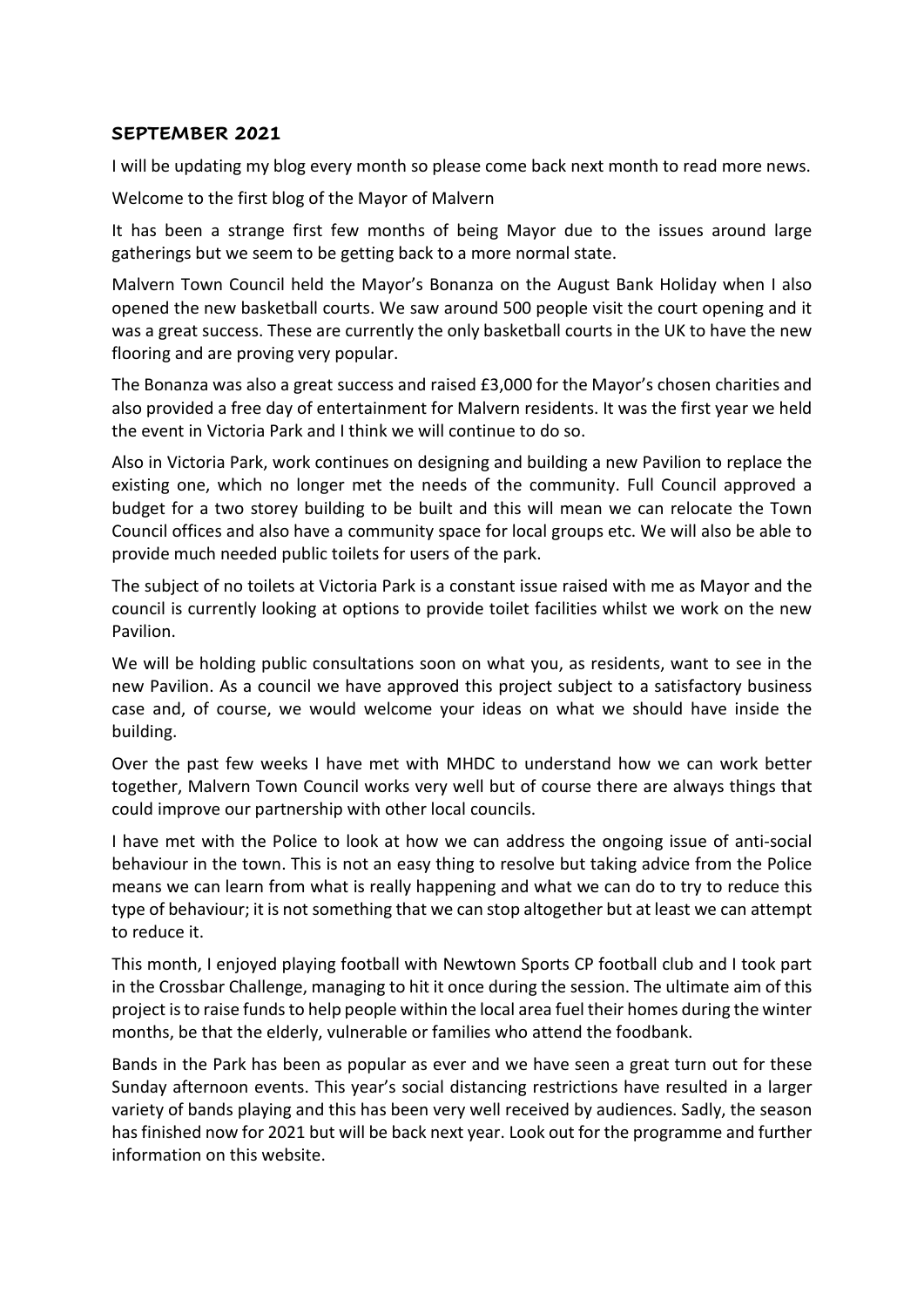## SEPTEMBER 2021

I will be updating my blog every month so please come back next month to read more news.

Welcome to the first blog of the Mayor of Malvern

It has been a strange first few months of being Mayor due to the issues around large gatherings but we seem to be getting back to a more normal state.

Malvern Town Council held the Mayor's Bonanza on the August Bank Holiday when I also opened the new basketball courts. We saw around 500 people visit the court opening and it was a great success. These are currently the only basketball courts in the UK to have the new flooring and are proving very popular.

The Bonanza was also a great success and raised £3,000 for the Mayor's chosen charities and also provided a free day of entertainment for Malvern residents. It was the first year we held the event in Victoria Park and I think we will continue to do so.

Also in Victoria Park, work continues on designing and building a new Pavilion to replace the existing one, which no longer met the needs of the community. Full Council approved a budget for a two storey building to be built and this will mean we can relocate the Town Council offices and also have a community space for local groups etc. We will also be able to provide much needed public toilets for users of the park.

The subject of no toilets at Victoria Park is a constant issue raised with me as Mayor and the council is currently looking at options to provide toilet facilities whilst we work on the new Pavilion.

We will be holding public consultations soon on what you, as residents, want to see in the new Pavilion. As a council we have approved this project subject to a satisfactory business case and, of course, we would welcome your ideas on what we should have inside the building.

Over the past few weeks I have met with MHDC to understand how we can work better together, Malvern Town Council works very well but of course there are always things that could improve our partnership with other local councils.

I have met with the Police to look at how we can address the ongoing issue of anti-social behaviour in the town. This is not an easy thing to resolve but taking advice from the Police means we can learn from what is really happening and what we can do to try to reduce this type of behaviour; it is not something that we can stop altogether but at least we can attempt to reduce it.

This month, I enjoyed playing football with Newtown Sports CP football club and I took part in the Crossbar Challenge, managing to hit it once during the session. The ultimate aim of this project is to raise funds to help people within the local area fuel their homes during the winter months, be that the elderly, vulnerable or families who attend the foodbank.

Bands in the Park has been as popular as ever and we have seen a great turn out for these Sunday afternoon events. This year's social distancing restrictions have resulted in a larger variety of bands playing and this has been very well received by audiences. Sadly, the season has finished now for 2021 but will be back next year. Look out for the programme and further information on this website.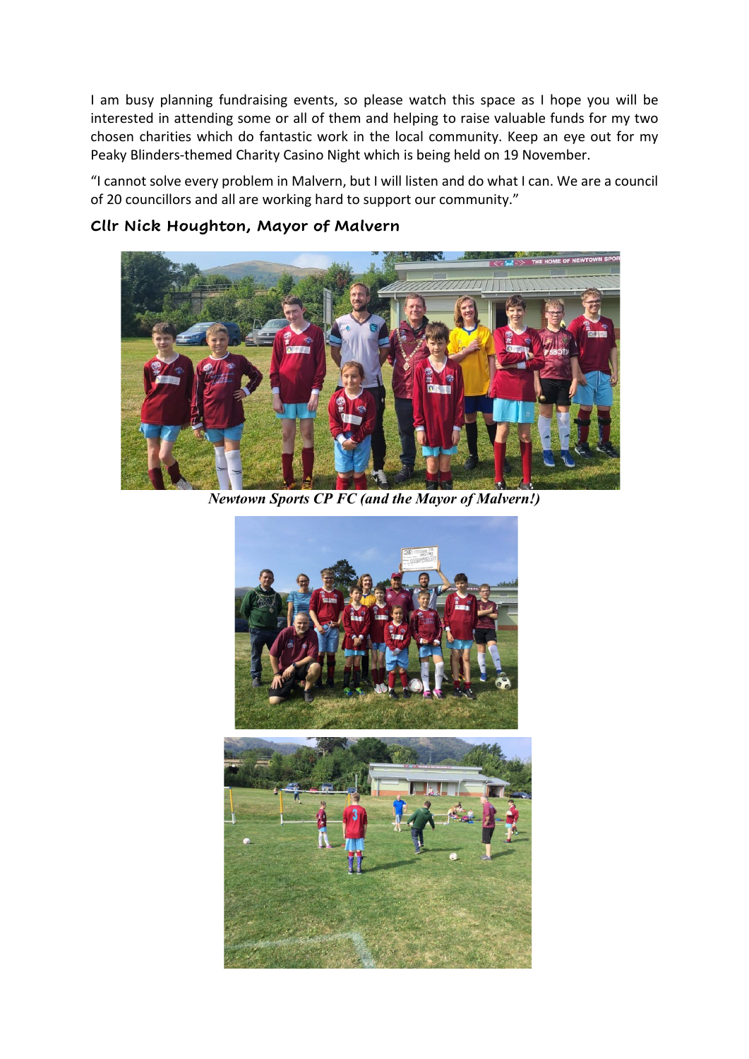I am busy planning fundraising events, so please watch this space as I hope you will be interested in attending some or all of them and helping to raise valuable funds for my two chosen charities which do fantastic work in the local community. Keep an eye out for my Peaky Blinders-themed Charity Casino Night which is being held on 19 November.

"I cannot solve every problem in Malvern, but I will listen and do what I can. We are a council of 20 councillors and all are working hard to support our community."

**Cllr Nick Houghton, Mayor of Malvern**

*Newtown Sports CP FC (and the Mayor of Malvern!)*